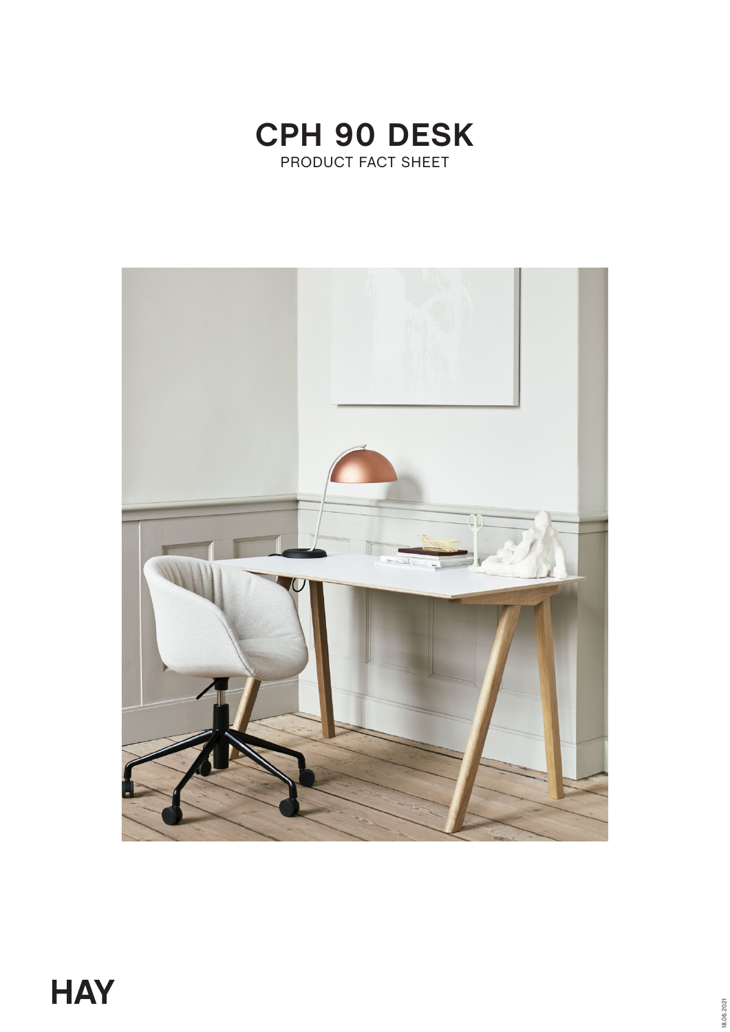# CPH 90 DESK

PRODUCT FACT SHEET

HAY

18.06.2021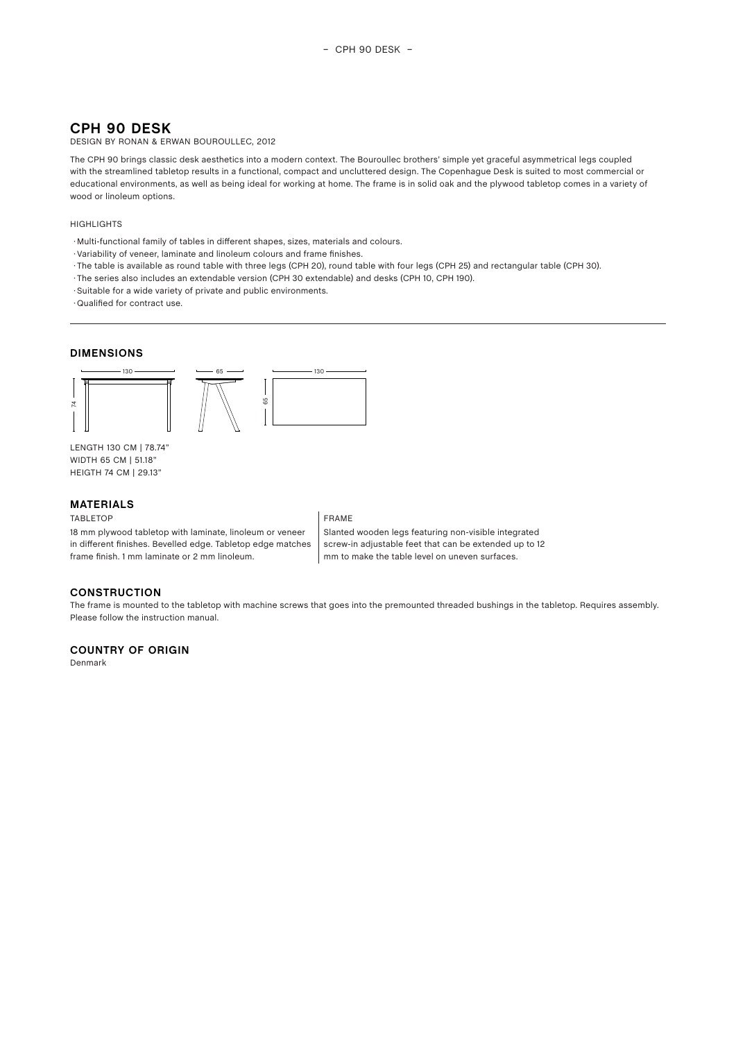# CPH 90 DESK

DESIGN BY RONAN & ERWAN BOUROULLEC, 2012

The CPH 90 brings classic desk aesthetics into a modern context. The Bouroullec brothers' simple yet graceful asymmetrical legs coupled with the streamlined tabletop results in a functional, compact and uncluttered design. The Copenhague Desk is suited to most commercial or educational environments, as well as being ideal for working at home. The frame is in solid oak and the plywood tabletop comes in a variety of wood or linoleum options.

HIGHLIGHTS

- Multi-functional family of tables in different shapes, sizes, materials and colours.
- Variability of veneer, laminate and linoleum colours and frame finishes.
- The table is available as round table with three legs (CPH 20), round table with four legs (CPH 25) and rectangular table (CPH 30).
- The series also includes an extendable version (CPH 30 extendable) and desks (CPH 10, CPH 190).
- Suitable for a wide variety of private and public environments.
- Qualified for contract use.

## DIMENSIONS

130 | 74 | 65 | 130 | 65

LENGTH 130 CM | 78.74"
WIDTH 65 CM | 51.18"
HEIGTH 74 CM | 29.13"

## MATERIALS

TABLETOP

18 mm plywood tabletop with laminate, linoleum or veneer in different finishes. Bevelled edge. Tabletop edge matches frame finish. 1 mm laminate or 2 mm linoleum.

FRAME

Slanted wooden legs featuring non-visible integrated screw-in adjustable feet that can be extended up to 12 mm to make the table level on uneven surfaces.

## CONSTRUCTION

The frame is mounted to the tabletop with machine screws that goes into the premounted threaded bushings in the tabletop. Requires assembly. Please follow the instruction manual.

## COUNTRY OF ORIGIN

Denmark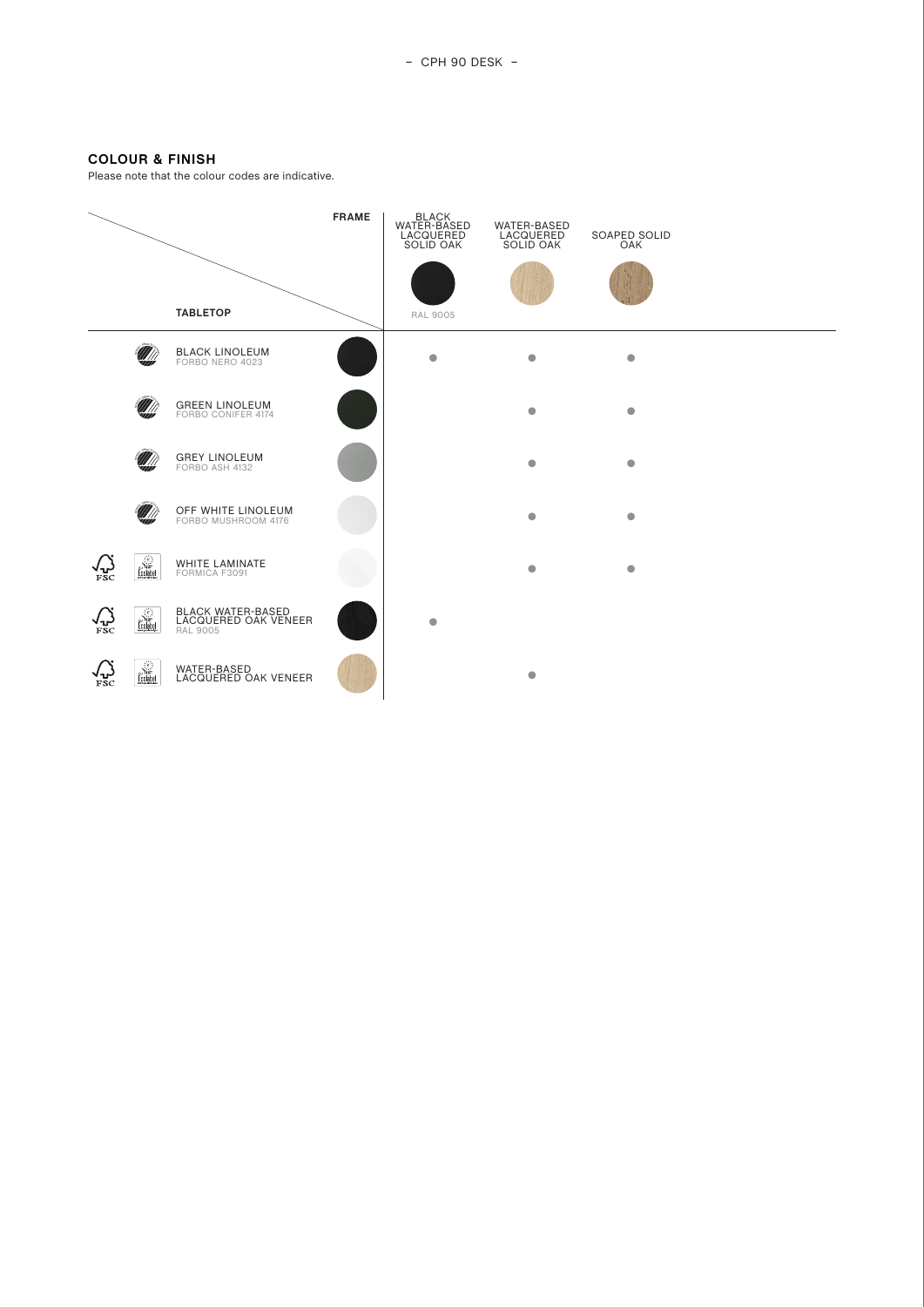## COLOUR & FINISH

Please note that the colour codes are indicative.

| TABLETOP \ FRAME | BLACK WATER-BASED LACQUERED SOLID OAK (RAL 9005) | WATER-BASED LACQUERED SOLID OAK | SOAPED SOLID OAK |
|---|---|---|---|
| BLACK LINOLEUM FORBO NERO 4023 | ● | ● | ● |
| GREEN LINOLEUM FORBO CONIFER 4174 | | ● | ● |
| GREY LINOLEUM FORBO ASH 4132 | | ● | ● |
| OFF WHITE LINOLEUM FORBO MUSHROOM 4176 | | ● | ● |
| WHITE LAMINATE FORMICA F3091 | | ● | ● |
| BLACK WATER-BASED LACQUERED OAK VENEER RAL 9005 | ● | | |
| WATER-BASED LACQUERED OAK VENEER | | ● | |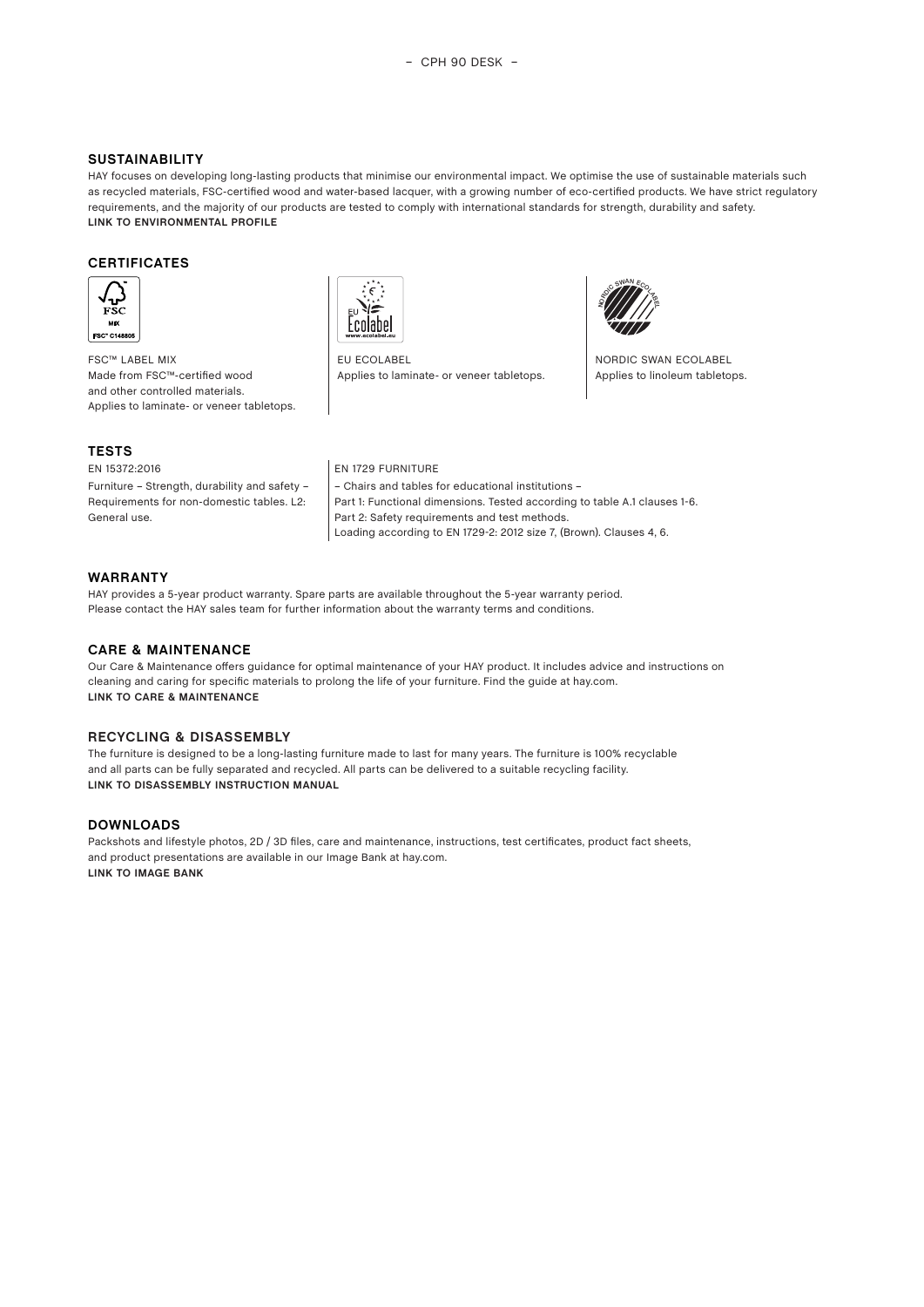## SUSTAINABILITY

HAY focuses on developing long-lasting products that minimise our environmental impact. We optimise the use of sustainable materials such as recycled materials, FSC-certified wood and water-based lacquer, with a growing number of eco-certified products. We have strict regulatory requirements, and the majority of our products are tested to comply with international standards for strength, durability and safety.

**LINK TO ENVIRONMENTAL PROFILE**

## CERTIFICATES

FSC™ LABEL MIX
Made from FSC™-certified wood and other controlled materials.
Applies to laminate- or veneer tabletops.

EU ECOLABEL
Applies to laminate- or veneer tabletops.

NORDIC SWAN ECOLABEL
Applies to linoleum tabletops.

## TESTS

EN 15372:2016
Furniture – Strength, durability and safety – Requirements for non-domestic tables. L2: General use.

EN 1729 FURNITURE
– Chairs and tables for educational institutions –
Part 1: Functional dimensions. Tested according to table A.1 clauses 1-6.
Part 2: Safety requirements and test methods.
Loading according to EN 1729-2: 2012 size 7, (Brown). Clauses 4, 6.

## WARRANTY

HAY provides a 5-year product warranty. Spare parts are available throughout the 5-year warranty period.
Please contact the HAY sales team for further information about the warranty terms and conditions.

## CARE & MAINTENANCE

Our Care & Maintenance offers guidance for optimal maintenance of your HAY product. It includes advice and instructions on cleaning and caring for specific materials to prolong the life of your furniture. Find the guide at hay.com.

**LINK TO CARE & MAINTENANCE**

## RECYCLING & DISASSEMBLY

The furniture is designed to be a long-lasting furniture made to last for many years. The furniture is 100% recyclable and all parts can be fully separated and recycled. All parts can be delivered to a suitable recycling facility.

**LINK TO DISASSEMBLY INSTRUCTION MANUAL**

## DOWNLOADS

Packshots and lifestyle photos, 2D / 3D files, care and maintenance, instructions, test certificates, product fact sheets, and product presentations are available in our Image Bank at hay.com.

**LINK TO IMAGE BANK**